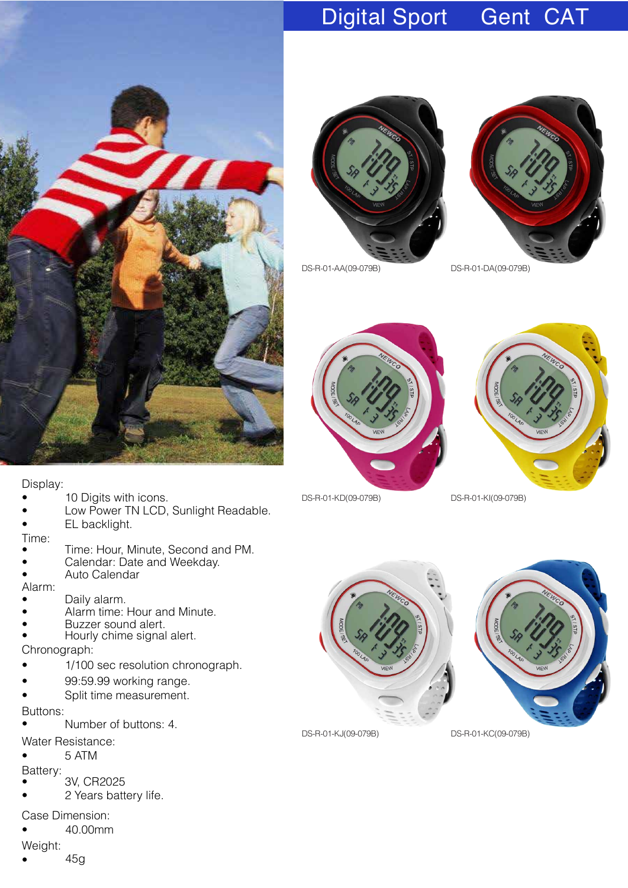# Digital Sport Gent CAT

DS-R-01-AA(09-079B)

DS-R-01-DA(09-079B)

DS-R-01-KD(09-079B)

DS-R-01-KI(09-079B)

DS-R-01-KJ(09-079B)

DS-R-01-KC(09-079B)

Display:

- 10 Digits with icons.
- Low Power TN LCD, Sunlight Readable.
- EL backlight.

Time:

- Time: Hour, Minute, Second and PM.
- Calendar: Date and Weekday.
- Auto Calendar

Alarm:

- Daily alarm.
- Alarm time: Hour and Minute.
- Buzzer sound alert.
- Hourly chime signal alert.

Chronograph:

- 1/100 sec resolution chronograph.
- 99:59.99 working range.
- Split time measurement.

Buttons:

- Number of buttons: 4.

Water Resistance:

- 5 ATM

Battery:

- 3V, CR2025
- 2 Years battery life.

Case Dimension:

- 40.00mm

Weight:

- 45g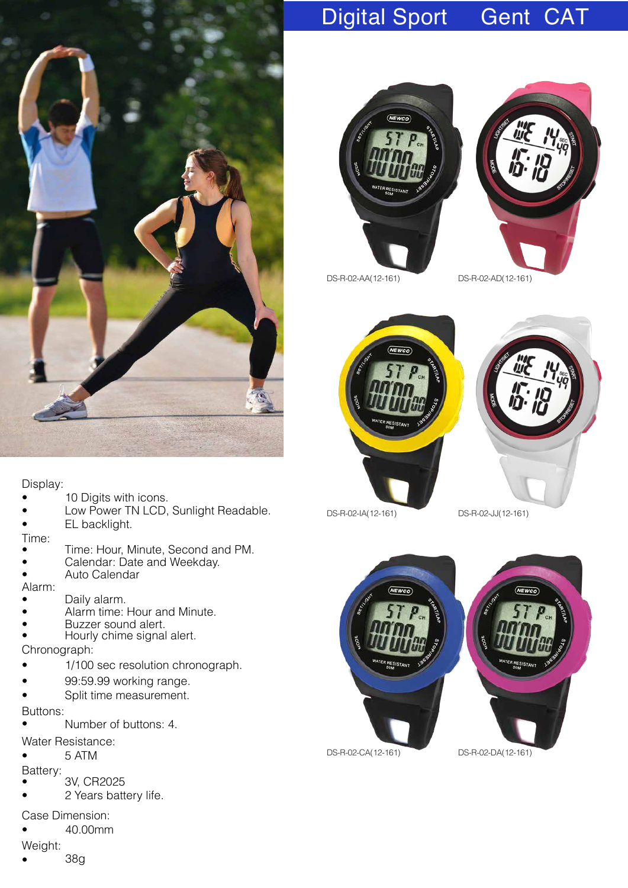# Digital Sport Gent CAT

DS-R-02-AA(12-161)

DS-R-02-AD(12-161)

DS-R-02-IA(12-161)

DS-R-02-JJ(12-161)

DS-R-02-CA(12-161)

DS-R-02-DA(12-161)

Display:

- 10 Digits with icons.
- Low Power TN LCD, Sunlight Readable.
- EL backlight.

Time:

- Time: Hour, Minute, Second and PM.
- Calendar: Date and Weekday.
- Auto Calendar

Alarm:

- Daily alarm.
- Alarm time: Hour and Minute.
- Buzzer sound alert.
- Hourly chime signal alert.

Chronograph:

- 1/100 sec resolution chronograph.
- 99:59.99 working range.
- Split time measurement.

Buttons:

- Number of buttons: 4.

Water Resistance:

- 5 ATM

Battery:

- 3V, CR2025
- 2 Years battery life.

Case Dimension:

- 40.00mm

Weight:

- 38g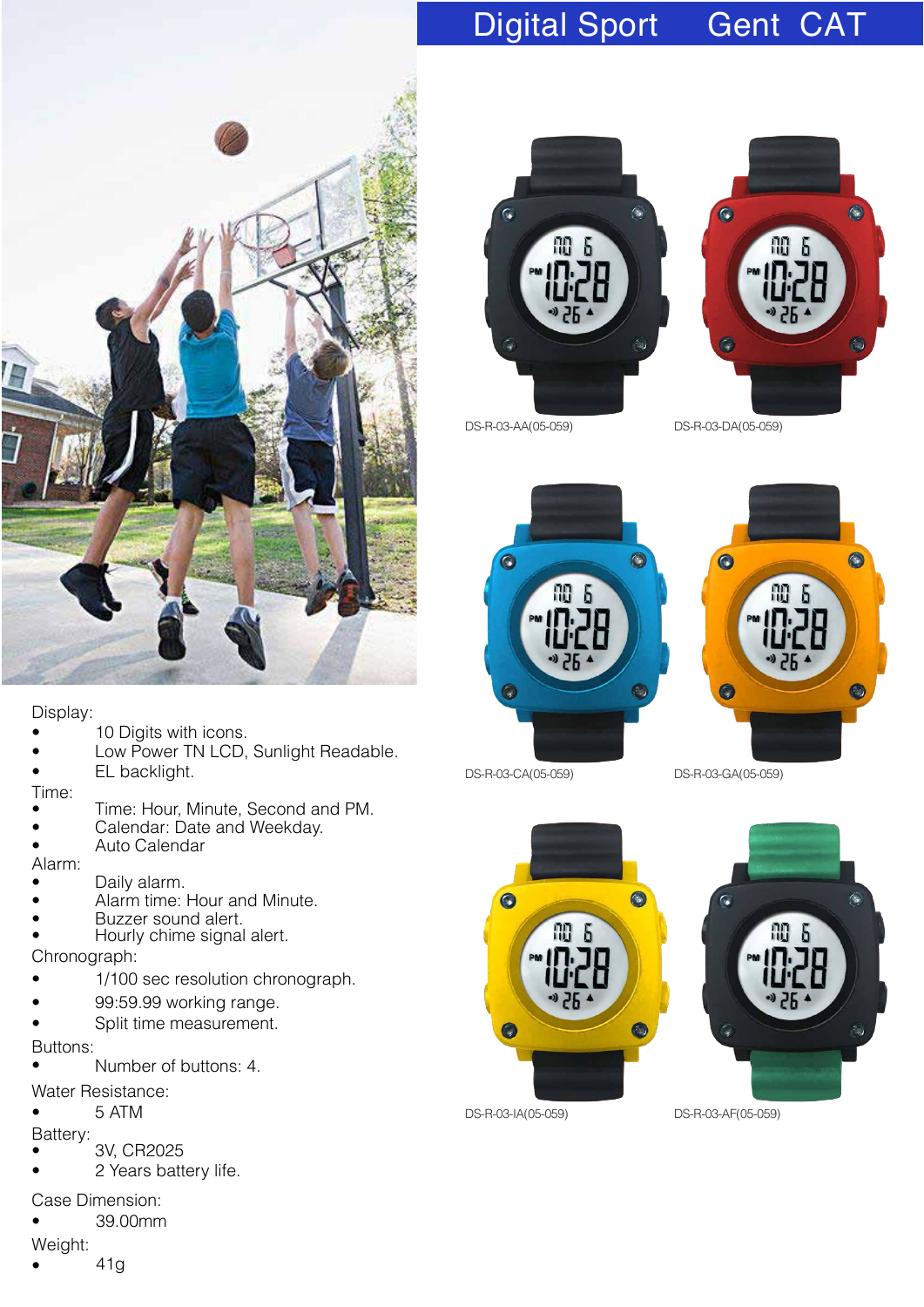# Digital Sport Gent CAT

DS-R-03-AA(05-059)

DS-R-03-DA(05-059)

DS-R-03-CA(05-059)

DS-R-03-GA(05-059)

DS-R-03-IA(05-059)

DS-R-03-AF(05-059)

Display:

- 10 Digits with icons.
- Low Power TN LCD, Sunlight Readable.
- EL backlight.

Time:

- Time: Hour, Minute, Second and PM.
- Calendar: Date and Weekday.
- Auto Calendar

Alarm:

- Daily alarm.
- Alarm time: Hour and Minute.
- Buzzer sound alert.
- Hourly chime signal alert.

Chronograph:

- 1/100 sec resolution chronograph.
- 99:59.99 working range.
- Split time measurement.

Buttons:

- Number of buttons: 4.

Water Resistance:

- 5 ATM

Battery:

- 3V, CR2025
- 2 Years battery life.

Case Dimension:

- 39.00mm

Weight:

- 41g